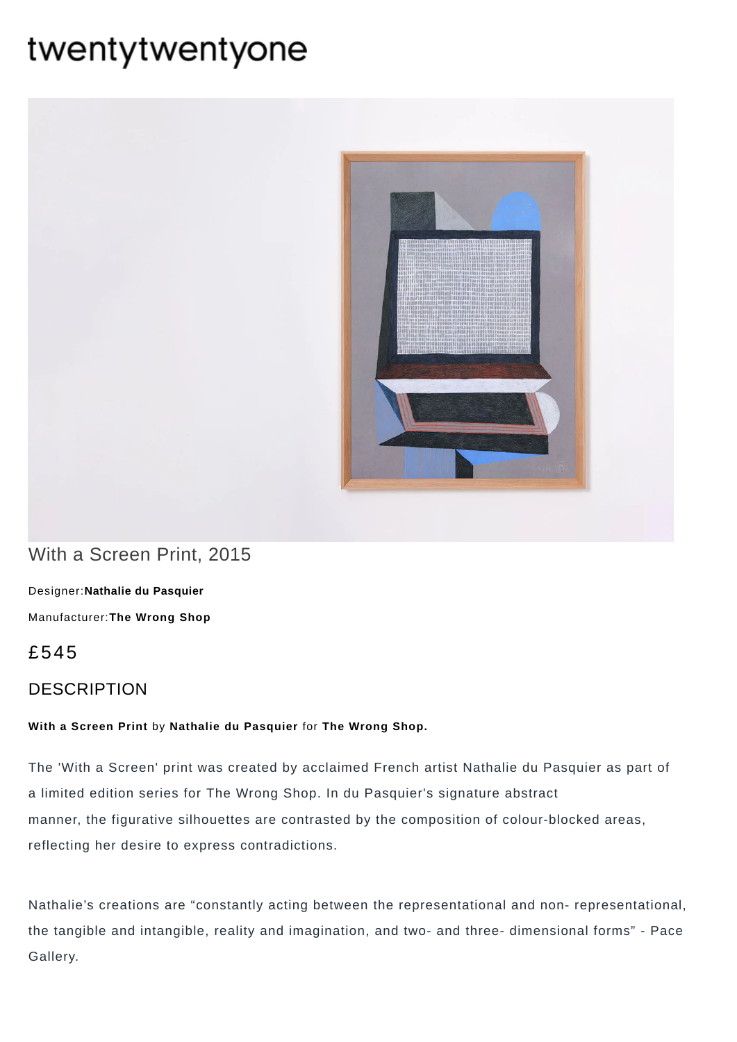# twentytwentyone

## With a Screen Print, 2015

Designer:**Nathalie du Pasquier**

Manufacturer:**The Wrong Shop**

£545

## DESCRIPTION

**With a Screen Print** by **Nathalie du Pasquier** for **The Wrong Shop.**

The 'With a Screen' print was created by acclaimed French artist Nathalie du Pasquier as part of a limited edition series for The Wrong Shop. In du Pasquier's signature abstract manner, the figurative silhouettes are contrasted by the composition of colour-blocked areas, reflecting her desire to express contradictions.

Nathalie's creations are "constantly acting between the representational and non- representational, the tangible and intangible, reality and imagination, and two- and three- dimensional forms" - Pace Gallery.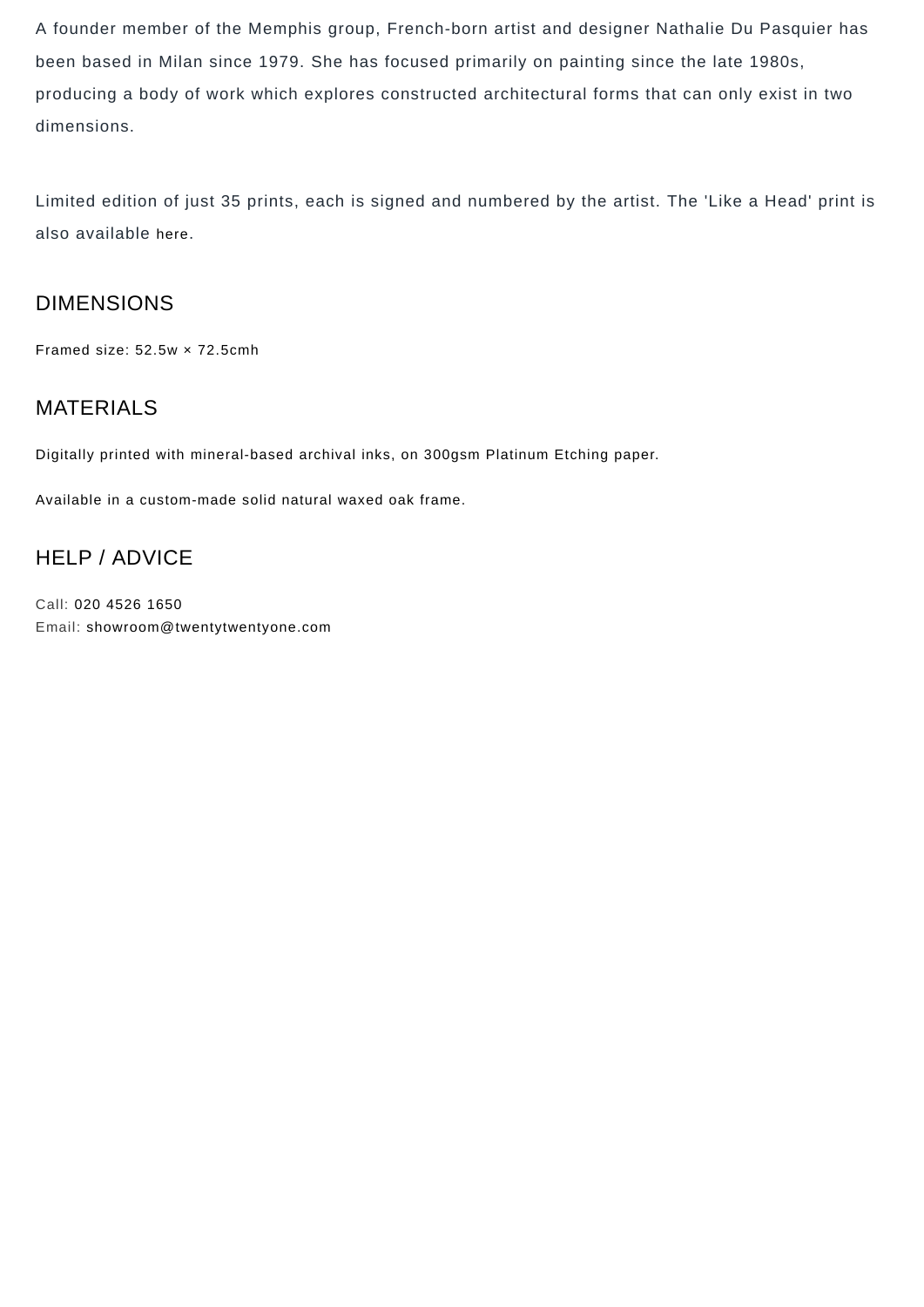A founder member of the Memphis group, French-born artist and designer Nathalie Du Pasquier has been based in Milan since 1979. She has focused primarily on painting since the late 1980s, producing a body of work which explores constructed architectural forms that can only exist in two dimensions.

Limited edition of just 35 prints, each is signed and numbered by the artist. The 'Like a Head' print is also available here.

## DIMENSIONS

Framed size: 52.5w × 72.5cmh

## MATERIALS

Digitally printed with mineral-based archival inks, on 300gsm Platinum Etching paper.

Available in a custom-made solid natural waxed oak frame.

## HELP / ADVICE

Call: 020 4526 1650
Email: showroom@twentytwentyone.com